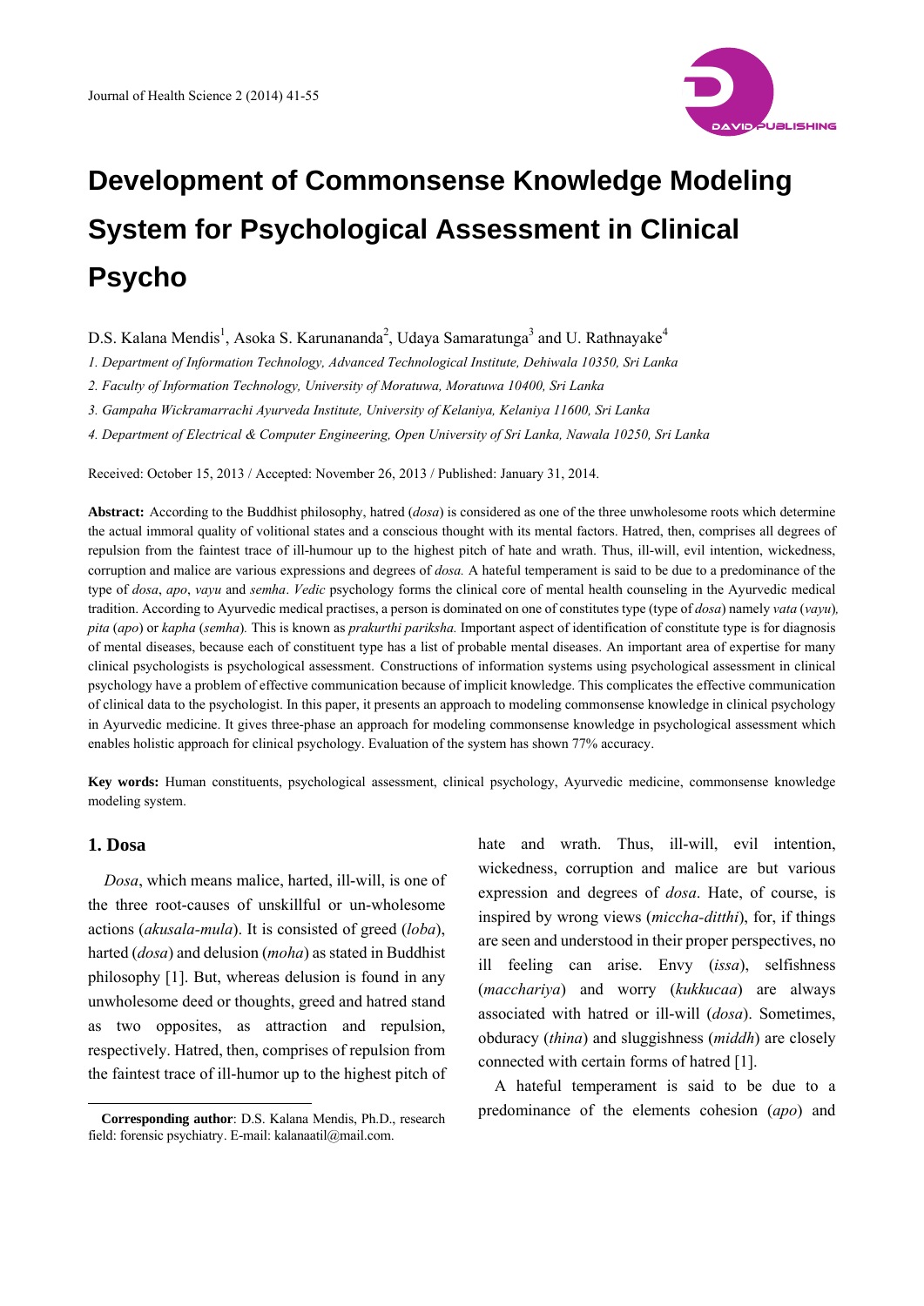# Development of Commonsense Knowledge Modeling System for Psychological Assessment in Clinical Psycho

D.S. Kalana Mendis[1], Asoka S. Karunananda[2], Udaya Samaratunga[3] and U. Rathnayake[4]

*1. Department of Information Technology, Advanced Technological Institute, Dehiwala 10350, Sri Lanka*

*2. Faculty of Information Technology, University of Moratuwa, Moratuwa 10400, Sri Lanka*

*3. Gampaha Wickramarrachi Ayurveda Institute, University of Kelaniya, Kelaniya 11600, Sri Lanka*

*4. Department of Electrical & Computer Engineering, Open University of Sri Lanka, Nawala 10250, Sri Lanka*

Received: October 15, 2013 / Accepted: November 26, 2013 / Published: January 31, 2014.

**Abstract:** According to the Buddhist philosophy, hatred (*dosa*) is considered as one of the three unwholesome roots which determine the actual immoral quality of volitional states and a conscious thought with its mental factors. Hatred, then, comprises all degrees of repulsion from the faintest trace of ill-humour up to the highest pitch of hate and wrath. Thus, ill-will, evil intention, wickedness, corruption and malice are various expressions and degrees of *dosa.* A hateful temperament is said to be due to a predominance of the type of *dosa*, *apo*, *vayu* and *semha*. *Vedic* psychology forms the clinical core of mental health counseling in the Ayurvedic medical tradition. According to Ayurvedic medical practises, a person is dominated on one of constitutes type (type of *dosa*) namely *vata* (*vayu*)*, pita* (*apo*) or *kapha* (*semha*)*.* This is known as *prakurthi pariksha.* Important aspect of identification of constitute type is for diagnosis of mental diseases, because each of constituent type has a list of probable mental diseases. An important area of expertise for many clinical psychologists is psychological assessment. Constructions of information systems using psychological assessment in clinical psychology have a problem of effective communication because of implicit knowledge. This complicates the effective communication of clinical data to the psychologist. In this paper, it presents an approach to modeling commonsense knowledge in clinical psychology in Ayurvedic medicine. It gives three-phase an approach for modeling commonsense knowledge in psychological assessment which enables holistic approach for clinical psychology. Evaluation of the system has shown 77% accuracy.

**Key words:** Human constituents, psychological assessment, clinical psychology, Ayurvedic medicine, commonsense knowledge modeling system.

## 1. Dosa

*Dosa*, which means malice, harted, ill-will, is one of the three root-causes of unskillful or un-wholesome actions (*akusala-mula*). It is consisted of greed (*loba*), harted (*dosa*) and delusion (*moha*) as stated in Buddhist philosophy [1]. But, whereas delusion is found in any unwholesome deed or thoughts, greed and hatred stand as two opposites, as attraction and repulsion, respectively. Hatred, then, comprises of repulsion from the faintest trace of ill-humor up to the highest pitch of hate and wrath. Thus, ill-will, evil intention, wickedness, corruption and malice are but various expression and degrees of *dosa*. Hate, of course, is inspired by wrong views (*miccha-ditthi*), for, if things are seen and understood in their proper perspectives, no ill feeling can arise. Envy (*issa*), selfishness (*macchariya*) and worry (*kukkucaa*) are always associated with hatred or ill-will (*dosa*). Sometimes, obduracy (*thina*) and sluggishness (*middh*) are closely connected with certain forms of hatred [1].

A hateful temperament is said to be due to a predominance of the elements cohesion (*apo*) and

**Corresponding author**: D.S. Kalana Mendis, Ph.D., research field: forensic psychiatry. E-mail: kalanaatil@mail.com.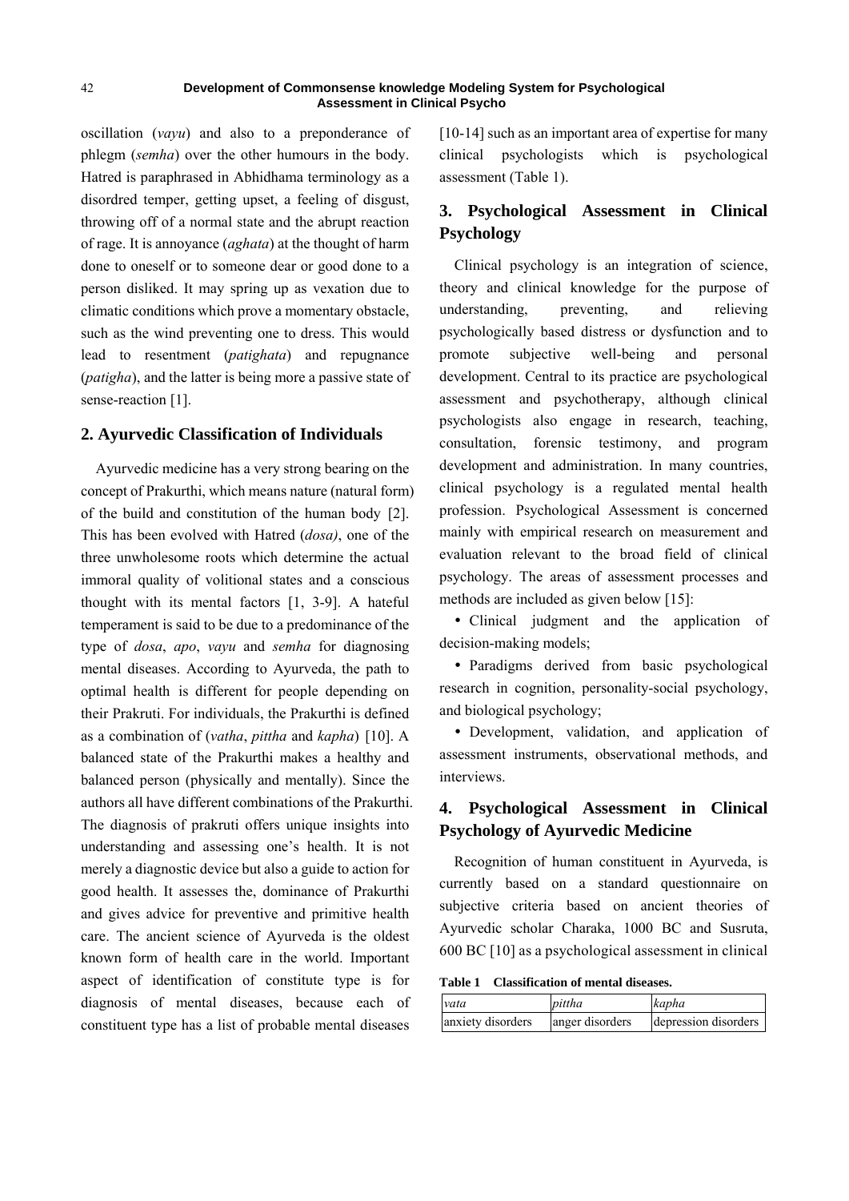oscillation (*vayu*) and also to a preponderance of phlegm (*semha*) over the other humours in the body. Hatred is paraphrased in Abhidhama terminology as a disordred temper, getting upset, a feeling of disgust, throwing off of a normal state and the abrupt reaction of rage. It is annoyance (*aghata*) at the thought of harm done to oneself or to someone dear or good done to a person disliked. It may spring up as vexation due to climatic conditions which prove a momentary obstacle, such as the wind preventing one to dress. This would lead to resentment (*patighata*) and repugnance (*patigha*), and the latter is being more a passive state of sense-reaction [1].

## 2. Ayurvedic Classification of Individuals

Ayurvedic medicine has a very strong bearing on the concept of Prakurthi, which means nature (natural form) of the build and constitution of the human body [2]. This has been evolved with Hatred (*dosa)*, one of the three unwholesome roots which determine the actual immoral quality of volitional states and a conscious thought with its mental factors [1, 3-9]. A hateful temperament is said to be due to a predominance of the type of *dosa*, *apo*, *vayu* and *semha* for diagnosing mental diseases. According to Ayurveda, the path to optimal health is different for people depending on their Prakruti. For individuals, the Prakurthi is defined as a combination of (*vatha*, *pittha* and *kapha*) [10]. A balanced state of the Prakurthi makes a healthy and balanced person (physically and mentally). Since the authors all have different combinations of the Prakurthi. The diagnosis of prakruti offers unique insights into understanding and assessing one's health. It is not merely a diagnostic device but also a guide to action for good health. It assesses the, dominance of Prakurthi and gives advice for preventive and primitive health care. The ancient science of Ayurveda is the oldest known form of health care in the world. Important aspect of identification of constitute type is for diagnosis of mental diseases, because each of constituent type has a list of probable mental diseases [10-14] such as an important area of expertise for many clinical psychologists which is psychological assessment (Table 1).

## 3. Psychological Assessment in Clinical Psychology

Clinical psychology is an integration of science, theory and clinical knowledge for the purpose of understanding, preventing, and relieving psychologically based distress or dysfunction and to promote subjective well-being and personal development. Central to its practice are psychological assessment and psychotherapy, although clinical psychologists also engage in research, teaching, consultation, forensic testimony, and program development and administration. In many countries, clinical psychology is a regulated mental health profession. Psychological Assessment is concerned mainly with empirical research on measurement and evaluation relevant to the broad field of clinical psychology. The areas of assessment processes and methods are included as given below [15]:

- Clinical judgment and the application of decision-making models;
- Paradigms derived from basic psychological research in cognition, personality-social psychology, and biological psychology;
- Development, validation, and application of assessment instruments, observational methods, and interviews.

## 4. Psychological Assessment in Clinical Psychology of Ayurvedic Medicine

Recognition of human constituent in Ayurveda, is currently based on a standard questionnaire on subjective criteria based on ancient theories of Ayurvedic scholar Charaka, 1000 BC and Susruta, 600 BC [10] as a psychological assessment in clinical

**Table 1 Classification of mental diseases.**

| *vata* | *pittha* | *kapha* |
|---|---|---|
| anxiety disorders | anger disorders | depression disorders |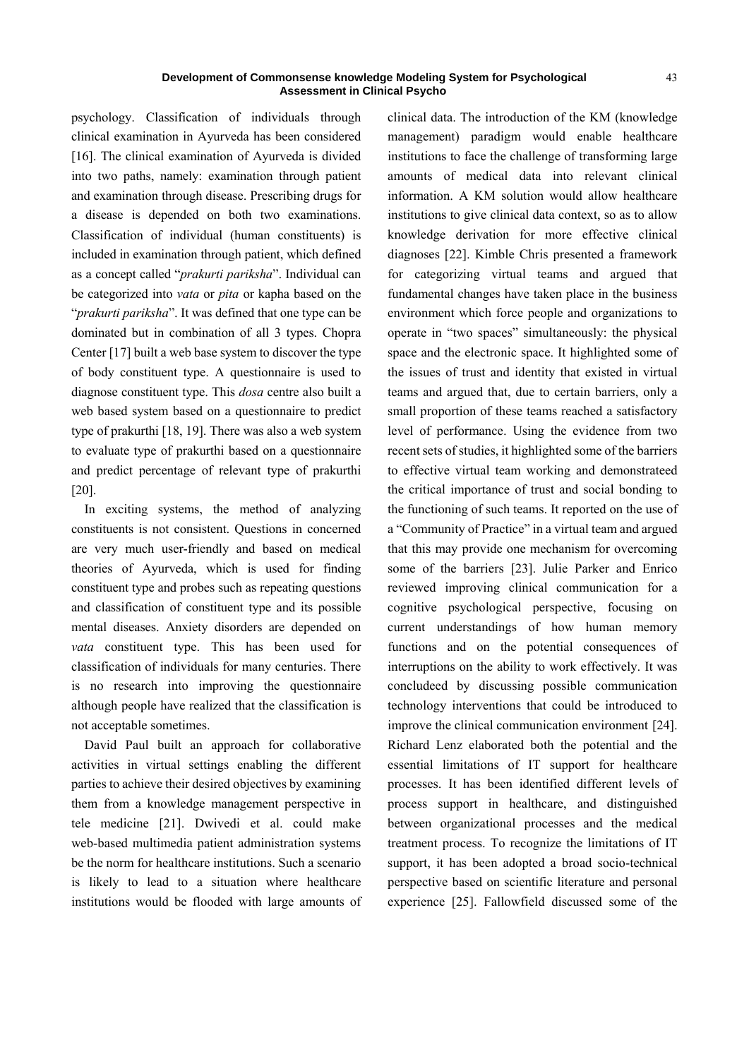psychology. Classification of individuals through clinical examination in Ayurveda has been considered [16]. The clinical examination of Ayurveda is divided into two paths, namely: examination through patient and examination through disease. Prescribing drugs for a disease is depended on both two examinations. Classification of individual (human constituents) is included in examination through patient, which defined as a concept called "*prakurti pariksha*". Individual can be categorized into *vata* or *pita* or kapha based on the "*prakurti pariksha*". It was defined that one type can be dominated but in combination of all 3 types. Chopra Center [17] built a web base system to discover the type of body constituent type. A questionnaire is used to diagnose constituent type. This *dosa* centre also built a web based system based on a questionnaire to predict type of prakurthi [18, 19]. There was also a web system to evaluate type of prakurthi based on a questionnaire and predict percentage of relevant type of prakurthi [20].

In exciting systems, the method of analyzing constituents is not consistent. Questions in concerned are very much user-friendly and based on medical theories of Ayurveda, which is used for finding constituent type and probes such as repeating questions and classification of constituent type and its possible mental diseases. Anxiety disorders are depended on *vata* constituent type. This has been used for classification of individuals for many centuries. There is no research into improving the questionnaire although people have realized that the classification is not acceptable sometimes.

David Paul built an approach for collaborative activities in virtual settings enabling the different parties to achieve their desired objectives by examining them from a knowledge management perspective in tele medicine [21]. Dwivedi et al. could make web-based multimedia patient administration systems be the norm for healthcare institutions. Such a scenario is likely to lead to a situation where healthcare institutions would be flooded with large amounts of clinical data. The introduction of the KM (knowledge management) paradigm would enable healthcare institutions to face the challenge of transforming large amounts of medical data into relevant clinical information. A KM solution would allow healthcare institutions to give clinical data context, so as to allow knowledge derivation for more effective clinical diagnoses [22]. Kimble Chris presented a framework for categorizing virtual teams and argued that fundamental changes have taken place in the business environment which force people and organizations to operate in "two spaces" simultaneously: the physical space and the electronic space. It highlighted some of the issues of trust and identity that existed in virtual teams and argued that, due to certain barriers, only a small proportion of these teams reached a satisfactory level of performance. Using the evidence from two recent sets of studies, it highlighted some of the barriers to effective virtual team working and demonstrateed the critical importance of trust and social bonding to the functioning of such teams. It reported on the use of a "Community of Practice" in a virtual team and argued that this may provide one mechanism for overcoming some of the barriers [23]. Julie Parker and Enrico reviewed improving clinical communication for a cognitive psychological perspective, focusing on current understandings of how human memory functions and on the potential consequences of interruptions on the ability to work effectively. It was concludeed by discussing possible communication technology interventions that could be introduced to improve the clinical communication environment [24]. Richard Lenz elaborated both the potential and the essential limitations of IT support for healthcare processes. It has been identified different levels of process support in healthcare, and distinguished between organizational processes and the medical treatment process. To recognize the limitations of IT support, it has been adopted a broad socio-technical perspective based on scientific literature and personal experience [25]. Fallowfield discussed some of the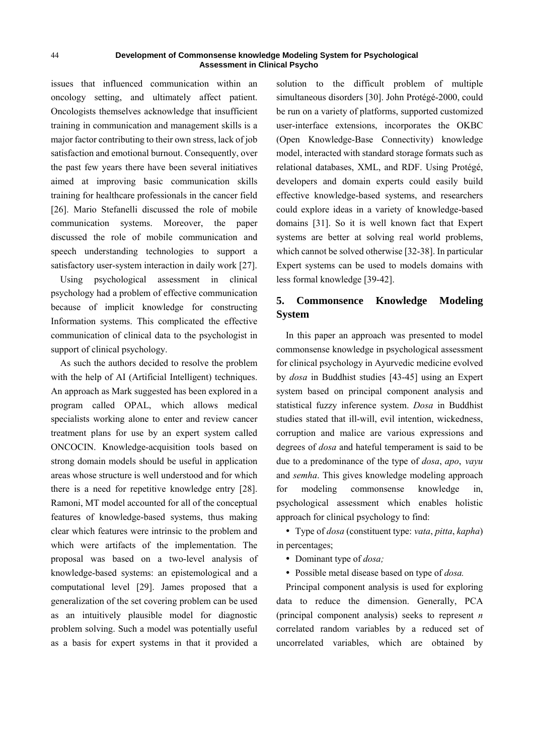issues that influenced communication within an oncology setting, and ultimately affect patient. Oncologists themselves acknowledge that insufficient training in communication and management skills is a major factor contributing to their own stress, lack of job satisfaction and emotional burnout. Consequently, over the past few years there have been several initiatives aimed at improving basic communication skills training for healthcare professionals in the cancer field [26]. Mario Stefanelli discussed the role of mobile communication systems. Moreover, the paper discussed the role of mobile communication and speech understanding technologies to support a satisfactory user-system interaction in daily work [27].

Using psychological assessment in clinical psychology had a problem of effective communication because of implicit knowledge for constructing Information systems. This complicated the effective communication of clinical data to the psychologist in support of clinical psychology.

As such the authors decided to resolve the problem with the help of AI (Artificial Intelligent) techniques. An approach as Mark suggested has been explored in a program called OPAL, which allows medical specialists working alone to enter and review cancer treatment plans for use by an expert system called ONCOCIN. Knowledge-acquisition tools based on strong domain models should be useful in application areas whose structure is well understood and for which there is a need for repetitive knowledge entry [28]. Ramoni, MT model accounted for all of the conceptual features of knowledge-based systems, thus making clear which features were intrinsic to the problem and which were artifacts of the implementation. The proposal was based on a two-level analysis of knowledge-based systems: an epistemological and a computational level [29]. James proposed that a generalization of the set covering problem can be used as an intuitively plausible model for diagnostic problem solving. Such a model was potentially useful as a basis for expert systems in that it provided a solution to the difficult problem of multiple simultaneous disorders [30]. John Protégé-2000, could be run on a variety of platforms, supported customized user-interface extensions, incorporates the OKBC (Open Knowledge-Base Connectivity) knowledge model, interacted with standard storage formats such as relational databases, XML, and RDF. Using Protégé, developers and domain experts could easily build effective knowledge-based systems, and researchers could explore ideas in a variety of knowledge-based domains [31]. So it is well known fact that Expert systems are better at solving real world problems, which cannot be solved otherwise [32-38]. In particular Expert systems can be used to models domains with less formal knowledge [39-42].

## 5. Commonsence Knowledge Modeling System

In this paper an approach was presented to model commonsense knowledge in psychological assessment for clinical psychology in Ayurvedic medicine evolved by *dosa* in Buddhist studies [43-45] using an Expert system based on principal component analysis and statistical fuzzy inference system. *Dosa* in Buddhist studies stated that ill-will, evil intention, wickedness, corruption and malice are various expressions and degrees of *dosa* and hateful temperament is said to be due to a predominance of the type of *dosa*, *apo*, *vayu* and *semha*. This gives knowledge modeling approach for modeling commonsense knowledge in, psychological assessment which enables holistic approach for clinical psychology to find:

- Type of *dosa* (constituent type: *vata*, *pitta*, *kapha*) in percentages;
- Dominant type of *dosa;*
- Possible metal disease based on type of *dosa.*

Principal component analysis is used for exploring data to reduce the dimension. Generally, PCA (principal component analysis) seeks to represent $n$ correlated random variables by a reduced set of uncorrelated variables, which are obtained by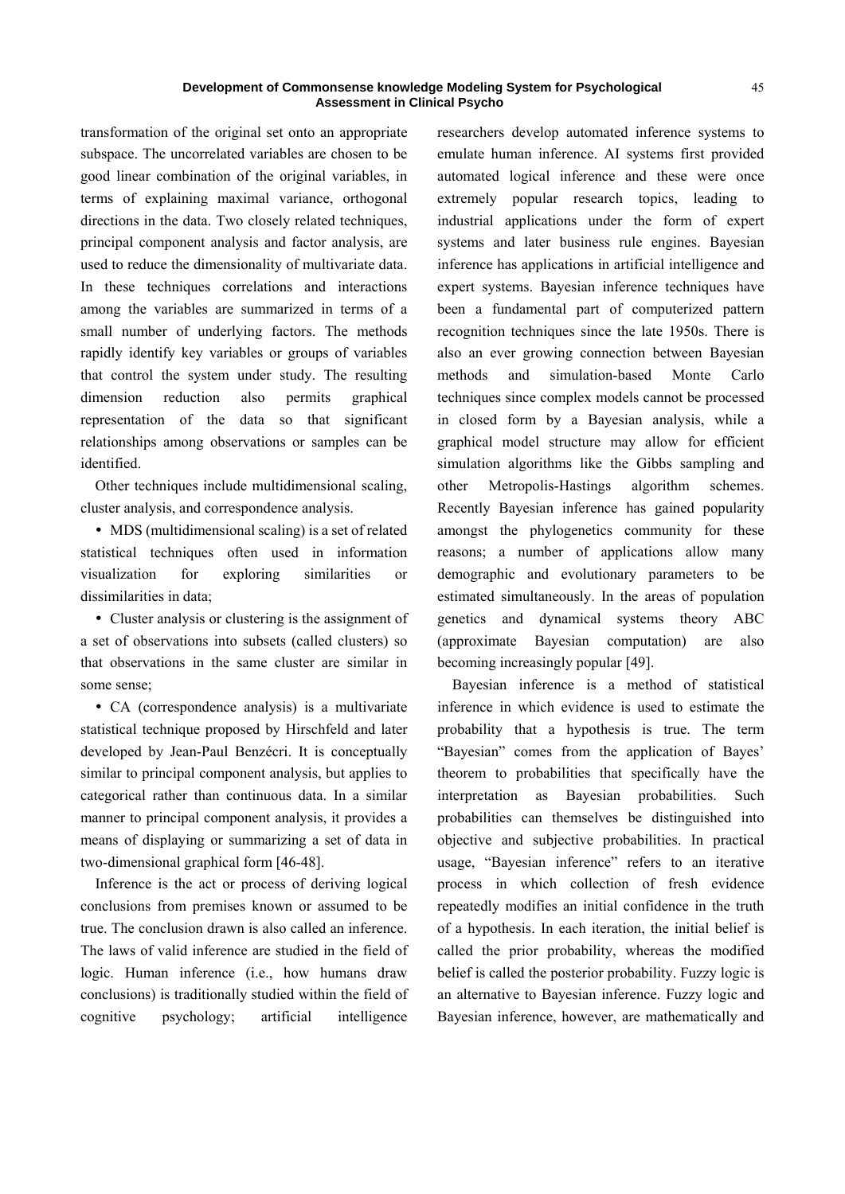transformation of the original set onto an appropriate subspace. The uncorrelated variables are chosen to be good linear combination of the original variables, in terms of explaining maximal variance, orthogonal directions in the data. Two closely related techniques, principal component analysis and factor analysis, are used to reduce the dimensionality of multivariate data. In these techniques correlations and interactions among the variables are summarized in terms of a small number of underlying factors. The methods rapidly identify key variables or groups of variables that control the system under study. The resulting dimension reduction also permits graphical representation of the data so that significant relationships among observations or samples can be identified.

Other techniques include multidimensional scaling, cluster analysis, and correspondence analysis.

- MDS (multidimensional scaling) is a set of related statistical techniques often used in information visualization for exploring similarities or dissimilarities in data;
- Cluster analysis or clustering is the assignment of a set of observations into subsets (called clusters) so that observations in the same cluster are similar in some sense;
- CA (correspondence analysis) is a multivariate statistical technique proposed by Hirschfeld and later developed by Jean-Paul Benzécri. It is conceptually similar to principal component analysis, but applies to categorical rather than continuous data. In a similar manner to principal component analysis, it provides a means of displaying or summarizing a set of data in two-dimensional graphical form [46-48].

Inference is the act or process of deriving logical conclusions from premises known or assumed to be true. The conclusion drawn is also called an inference. The laws of valid inference are studied in the field of logic. Human inference (i.e., how humans draw conclusions) is traditionally studied within the field of cognitive psychology; artificial intelligence researchers develop automated inference systems to emulate human inference. AI systems first provided automated logical inference and these were once extremely popular research topics, leading to industrial applications under the form of expert systems and later business rule engines. Bayesian inference has applications in artificial intelligence and expert systems. Bayesian inference techniques have been a fundamental part of computerized pattern recognition techniques since the late 1950s. There is also an ever growing connection between Bayesian methods and simulation-based Monte Carlo techniques since complex models cannot be processed in closed form by a Bayesian analysis, while a graphical model structure may allow for efficient simulation algorithms like the Gibbs sampling and other Metropolis-Hastings algorithm schemes. Recently Bayesian inference has gained popularity amongst the phylogenetics community for these reasons; a number of applications allow many demographic and evolutionary parameters to be estimated simultaneously. In the areas of population genetics and dynamical systems theory ABC (approximate Bayesian computation) are also becoming increasingly popular [49].

Bayesian inference is a method of statistical inference in which evidence is used to estimate the probability that a hypothesis is true. The term "Bayesian" comes from the application of Bayes' theorem to probabilities that specifically have the interpretation as Bayesian probabilities. Such probabilities can themselves be distinguished into objective and subjective probabilities. In practical usage, "Bayesian inference" refers to an iterative process in which collection of fresh evidence repeatedly modifies an initial confidence in the truth of a hypothesis. In each iteration, the initial belief is called the prior probability, whereas the modified belief is called the posterior probability. Fuzzy logic is an alternative to Bayesian inference. Fuzzy logic and Bayesian inference, however, are mathematically and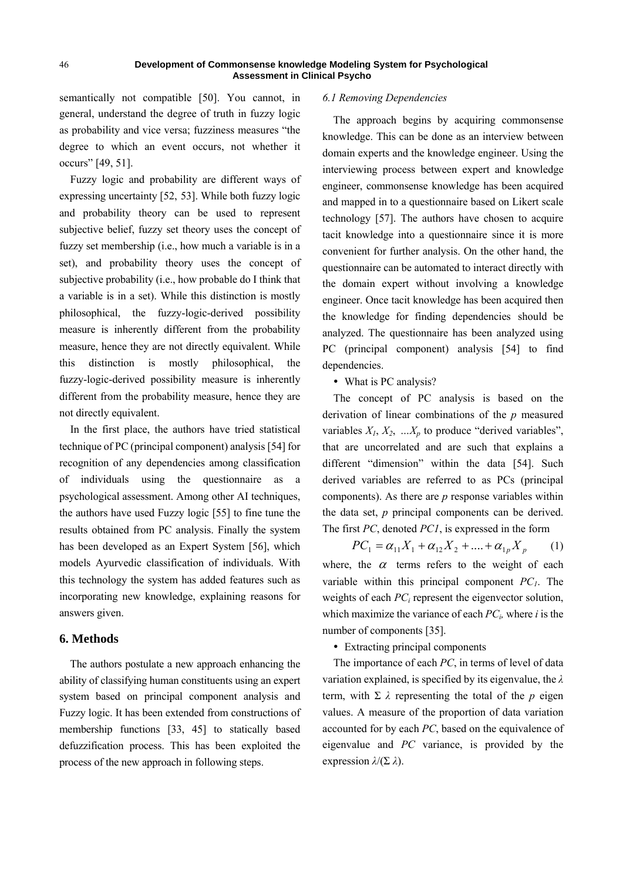semantically not compatible [50]. You cannot, in general, understand the degree of truth in fuzzy logic as probability and vice versa; fuzziness measures "the degree to which an event occurs, not whether it occurs" [49, 51].

Fuzzy logic and probability are different ways of expressing uncertainty [52, 53]. While both fuzzy logic and probability theory can be used to represent subjective belief, fuzzy set theory uses the concept of fuzzy set membership (i.e., how much a variable is in a set), and probability theory uses the concept of subjective probability (i.e., how probable do I think that a variable is in a set). While this distinction is mostly philosophical, the fuzzy-logic-derived possibility measure is inherently different from the probability measure, hence they are not directly equivalent. While this distinction is mostly philosophical, the fuzzy-logic-derived possibility measure is inherently different from the probability measure, hence they are not directly equivalent.

In the first place, the authors have tried statistical technique of PC (principal component) analysis [54] for recognition of any dependencies among classification of individuals using the questionnaire as a psychological assessment. Among other AI techniques, the authors have used Fuzzy logic [55] to fine tune the results obtained from PC analysis. Finally the system has been developed as an Expert System [56], which models Ayurvedic classification of individuals. With this technology the system has added features such as incorporating new knowledge, explaining reasons for answers given.

## 6. Methods

The authors postulate a new approach enhancing the ability of classifying human constituents using an expert system based on principal component analysis and Fuzzy logic. It has been extended from constructions of membership functions [33, 45] to statically based defuzzification process. This has been exploited the process of the new approach in following steps.

### 6.1 Removing Dependencies

The approach begins by acquiring commonsense knowledge. This can be done as an interview between domain experts and the knowledge engineer. Using the interviewing process between expert and knowledge engineer, commonsense knowledge has been acquired and mapped in to a questionnaire based on Likert scale technology [57]. The authors have chosen to acquire tacit knowledge into a questionnaire since it is more convenient for further analysis. On the other hand, the questionnaire can be automated to interact directly with the domain expert without involving a knowledge engineer. Once tacit knowledge has been acquired then the knowledge for finding dependencies should be analyzed. The questionnaire has been analyzed using PC (principal component) analysis [54] to find dependencies.

- What is PC analysis?

The concept of PC analysis is based on the derivation of linear combinations of the $p$ measured variables $X_1$, $X_2$, $...X_p$ to produce "derived variables", that are uncorrelated and are such that explains a different "dimension" within the data [54]. Such derived variables are referred to as PCs (principal components). As there are $p$ response variables within the data set, $p$ principal components can be derived. The first *PC*, denoted *PC1*, is expressed in the form

$$PC_1 = \alpha_{11}X_1 + \alpha_{12}X_2 + .... + \alpha_{1p}X_p \qquad (1)$$

where, the $\alpha$ terms refers to the weight of each variable within this principal component $PC_1$. The weights of each $PC_i$ represent the eigenvector solution, which maximize the variance of each $PC_i$, where $i$ is the number of components [35].

- Extracting principal components

The importance of each *PC*, in terms of level of data variation explained, is specified by its eigenvalue, the $\lambda$ term, with $\Sigma\ \lambda$ representing the total of the $p$ eigen values. A measure of the proportion of data variation accounted for by each *PC*, based on the equivalence of eigenvalue and *PC* variance, is provided by the expression $\lambda/(\Sigma\ \lambda)$.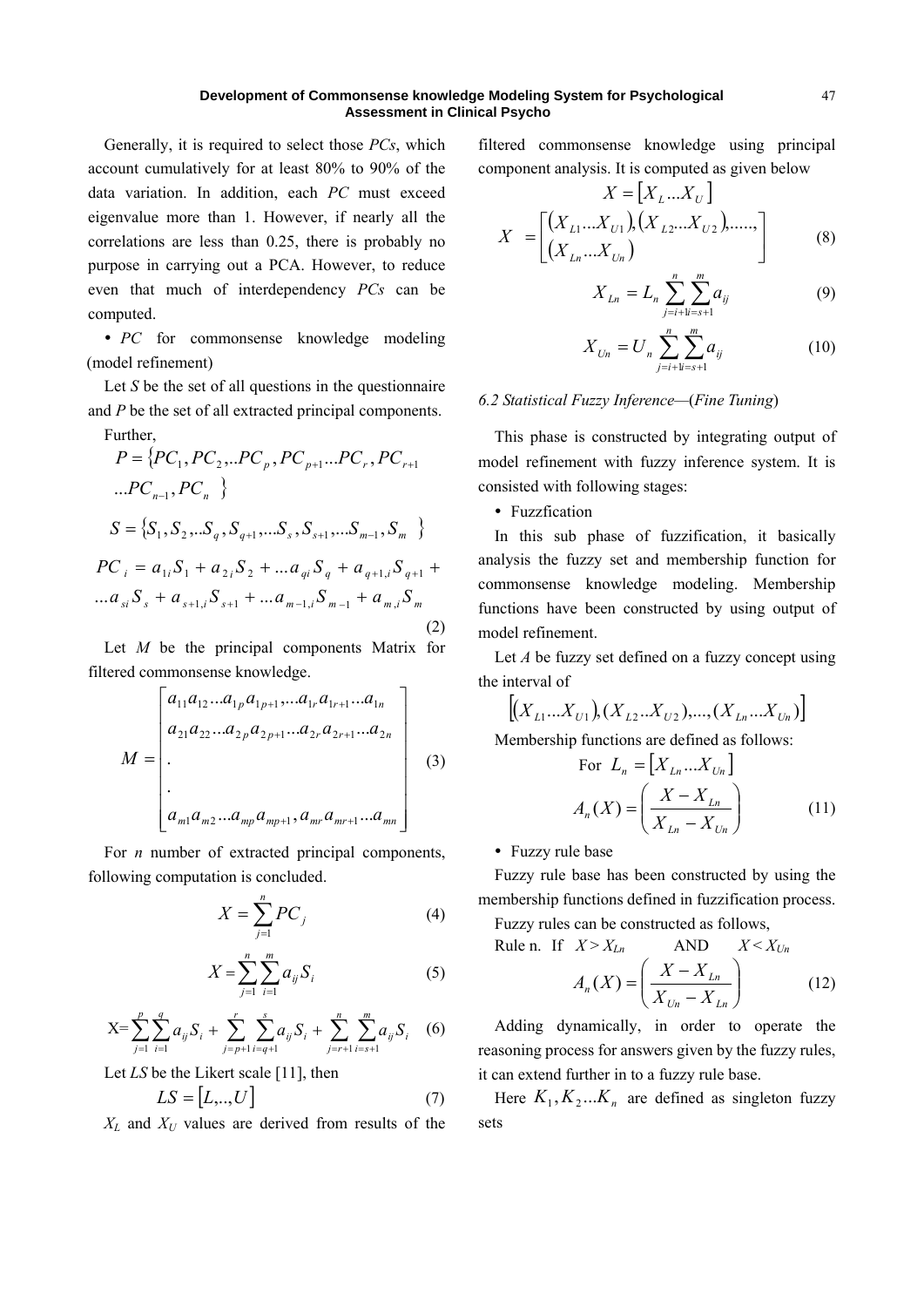Generally, it is required to select those *PCs*, which account cumulatively for at least 80% to 90% of the data variation. In addition, each *PC* must exceed eigenvalue more than 1. However, if nearly all the correlations are less than 0.25, there is probably no purpose in carrying out a PCA. However, to reduce even that much of interdependency *PCs* can be computed.

- *PC* for commonsense knowledge modeling (model refinement)

Let *S* be the set of all questions in the questionnaire and *P* be the set of all extracted principal components.

Further,

$$P = \{PC_1, PC_2, ..PC_p, PC_{p+1}...PC_r, PC_{r+1} ...PC_{n-1}, PC_n \}$$

$$S = \{S_1, S_2, ..S_q, S_{q+1}, ...S_s, S_{s+1}, ...S_{m-1}, S_m \}$$

$$PC_i = a_{1i}S_1 + a_{2i}S_2 + ...a_{qi}S_q + a_{q+1,i}S_{q+1} + ...a_{si}S_s + a_{s+1,i}S_{s+1} + ...a_{m-1,i}S_{m-1} + a_{m,i}S_m \quad (2)$$

Let *M* be the principal components Matrix for filtered commonsense knowledge.

$$M = \begin{bmatrix} a_{11}a_{12}...a_{1p}a_{1p+1},...a_{1r}a_{1r+1}...a_{1n} \\ a_{21}a_{22}...a_{2p}a_{2p+1}...a_{2r}a_{2r+1}...a_{2n} \\ . \\ . \\ a_{m1}a_{m2}...a_{mp}a_{mp+1}, a_{mr}a_{mr+1}...a_{mn} \end{bmatrix} \quad (3)$$

For *n* number of extracted principal components, following computation is concluded.

$$X = \sum_{j=1}^{n} PC_j \quad (4)$$

$$X = \sum_{j=1}^{n}\sum_{i=1}^{m} a_{ij}S_i \quad (5)$$

$$X = \sum_{j=1}^{p}\sum_{i=1}^{q} a_{ij}S_i + \sum_{j=p+1}^{r}\sum_{i=q+1}^{s} a_{ij}S_i + \sum_{j=r+1}^{n}\sum_{i=s+1}^{m} a_{ij}S_i \quad (6)$$

Let *LS* be the Likert scale [11], then

$$LS = [L,..,U] \quad (7)$$

$X_L$ and $X_U$ values are derived from results of the filtered commonsense knowledge using principal component analysis. It is computed as given below

$$X = [X_L ... X_U]$$

$$X = \begin{bmatrix} (X_{L1}...X_{U1}), (X_{L2}...X_{U2}), ....., \\ (X_{Ln}...X_{Un}) \end{bmatrix} \quad (8)$$

$$X_{Ln} = L_n \sum_{j=i+1}^{n}\sum_{i=s+1}^{m} a_{ij} \quad (9)$$

$$X_{Un} = U_n \sum_{j=i+1}^{n}\sum_{i=s+1}^{m} a_{ij} \quad (10)$$

### *6.2 Statistical Fuzzy Inference*—(*Fine Tuning*)

This phase is constructed by integrating output of model refinement with fuzzy inference system. It is consisted with following stages:

- Fuzzfication

In this sub phase of fuzzification, it basically analysis the fuzzy set and membership function for commonsense knowledge modeling. Membership functions have been constructed by using output of model refinement.

Let *A* be fuzzy set defined on a fuzzy concept using the interval of

$$[(X_{L1}...X_{U1}), (X_{L2}..X_{U2}), ..., (X_{Ln}...X_{Un})]$$

Membership functions are defined as follows:

For $L_n = [X_{Ln}...X_{Un}]$

$$A_n(X) = \left( \frac{X - X_{Ln}}{X_{Ln} - X_{Un}} \right) \quad (11)$$

- Fuzzy rule base

Fuzzy rule base has been constructed by using the membership functions defined in fuzzification process.

Fuzzy rules can be constructed as follows,

Rule n. If $X > X_{Ln}$ AND $X < X_{Un}$

$$A_n(X) = \left( \frac{X - X_{Ln}}{X_{Un} - X_{Ln}} \right) \quad (12)$$

Adding dynamically, in order to operate the reasoning process for answers given by the fuzzy rules, it can extend further in to a fuzzy rule base.

Here $K_1, K_2 ... K_n$ are defined as singleton fuzzy sets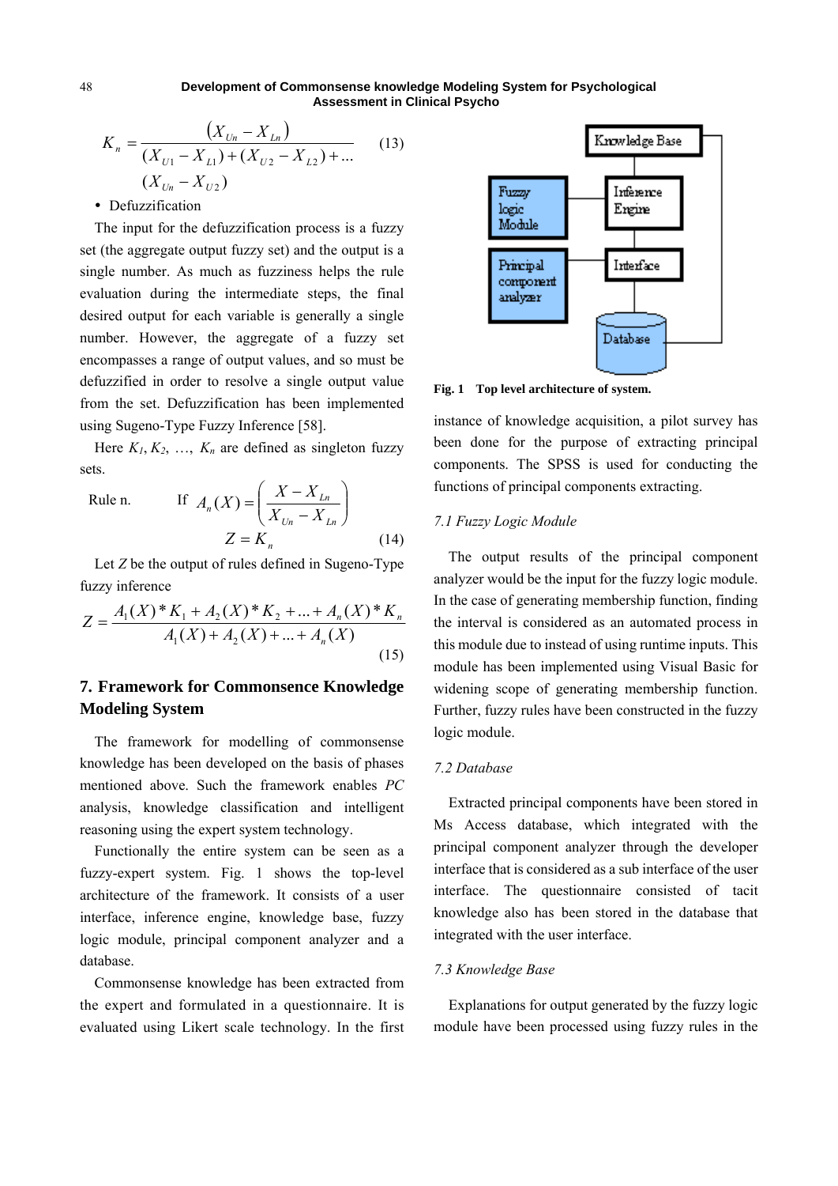$$K_n = \frac{(X_{Un} - X_{Ln})}{(X_{U1} - X_{L1}) + (X_{U2} - X_{L2}) + \ldots \\ (X_{Un} - X_{U2})} \quad (13)$$

- Defuzzification

The input for the defuzzification process is a fuzzy set (the aggregate output fuzzy set) and the output is a single number. As much as fuzziness helps the rule evaluation during the intermediate steps, the final desired output for each variable is generally a single number. However, the aggregate of a fuzzy set encompasses a range of output values, and so must be defuzzified in order to resolve a single output value from the set. Defuzzification has been implemented using Sugeno-Type Fuzzy Inference [58].

Here $K_1, K_2, \ldots, K_n$ are defined as singleton fuzzy sets.

Rule n. If $A_n(X) = \left( \dfrac{X - X_{Ln}}{X_{Un} - X_{Ln}} \right)$

$$Z = K_n \quad (14)$$

Let $Z$ be the output of rules defined in Sugeno-Type fuzzy inference

$$Z = \frac{A_1(X) * K_1 + A_2(X) * K_2 + \ldots + A_n(X) * K_n}{A_1(X) + A_2(X) + \ldots + A_n(X)} \quad (15)$$

## 7. Framework for Commonsence Knowledge Modeling System

The framework for modelling of commonsense knowledge has been developed on the basis of phases mentioned above. Such the framework enables *PC* analysis, knowledge classification and intelligent reasoning using the expert system technology.

Functionally the entire system can be seen as a fuzzy-expert system. Fig. 1 shows the top-level architecture of the framework. It consists of a user interface, inference engine, knowledge base, fuzzy logic module, principal component analyzer and a database.

Commonsense knowledge has been extracted from the expert and formulated in a questionnaire. It is evaluated using Likert scale technology. In the first instance of knowledge acquisition, a pilot survey has been done for the purpose of extracting principal components. The SPSS is used for conducting the functions of principal components extracting.

**Fig. 1 Top level architecture of system.**

### *7.1 Fuzzy Logic Module*

The output results of the principal component analyzer would be the input for the fuzzy logic module. In the case of generating membership function, finding the interval is considered as an automated process in this module due to instead of using runtime inputs. This module has been implemented using Visual Basic for widening scope of generating membership function. Further, fuzzy rules have been constructed in the fuzzy logic module.

### *7.2 Database*

Extracted principal components have been stored in Ms Access database, which integrated with the principal component analyzer through the developer interface that is considered as a sub interface of the user interface. The questionnaire consisted of tacit knowledge also has been stored in the database that integrated with the user interface.

### *7.3 Knowledge Base*

Explanations for output generated by the fuzzy logic module have been processed using fuzzy rules in the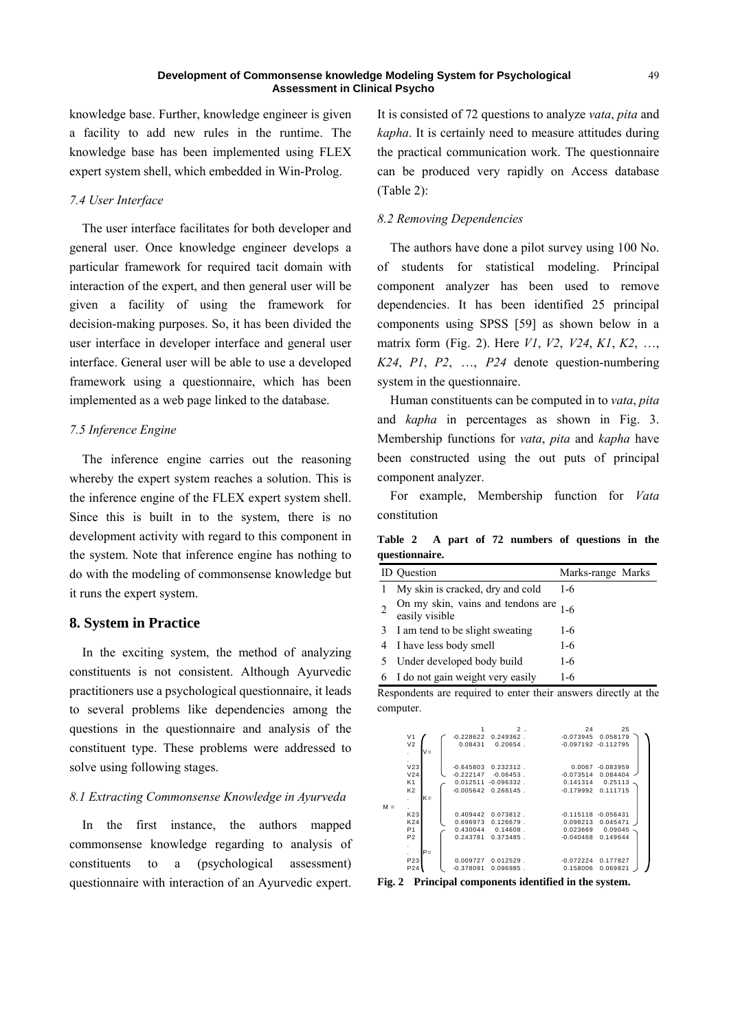knowledge base. Further, knowledge engineer is given a facility to add new rules in the runtime. The knowledge base has been implemented using FLEX expert system shell, which embedded in Win-Prolog.

### 7.4 User Interface

The user interface facilitates for both developer and general user. Once knowledge engineer develops a particular framework for required tacit domain with interaction of the expert, and then general user will be given a facility of using the framework for decision-making purposes. So, it has been divided the user interface in developer interface and general user interface. General user will be able to use a developed framework using a questionnaire, which has been implemented as a web page linked to the database.

### 7.5 Inference Engine

The inference engine carries out the reasoning whereby the expert system reaches a solution. This is the inference engine of the FLEX expert system shell. Since this is built in to the system, there is no development activity with regard to this component in the system. Note that inference engine has nothing to do with the modeling of commonsense knowledge but it runs the expert system.

## 8. System in Practice

In the exciting system, the method of analyzing constituents is not consistent. Although Ayurvedic practitioners use a psychological questionnaire, it leads to several problems like dependencies among the questions in the questionnaire and analysis of the constituent type. These problems were addressed to solve using following stages.

### 8.1 Extracting Commonsense Knowledge in Ayurveda

In the first instance, the authors mapped commonsense knowledge regarding to analysis of constituents to a (psychological assessment) questionnaire with interaction of an Ayurvedic expert. It is consisted of 72 questions to analyze *vata*, *pita* and *kapha*. It is certainly need to measure attitudes during the practical communication work. The questionnaire can be produced very rapidly on Access database (Table 2):

### 8.2 Removing Dependencies

The authors have done a pilot survey using 100 No. of students for statistical modeling. Principal component analyzer has been used to remove dependencies. It has been identified 25 principal components using SPSS [59] as shown below in a matrix form (Fig. 2). Here *V1*, *V2*, *V24*, *K1*, *K2*, …, *K24*, *P1*, *P2*, …, *P24* denote question-numbering system in the questionnaire.

Human constituents can be computed in to *vata*, *pita* and *kapha* in percentages as shown in Fig. 3. Membership functions for *vata*, *pita* and *kapha* have been constructed using the out puts of principal component analyzer.

For example, Membership function for *Vata* constitution

**Table 2 A part of 72 numbers of questions in the questionnaire.**

| ID | Question | Marks-range | Marks |
|---|---|---|---|
| 1 | My skin is cracked, dry and cold | 1-6 | |
| 2 | On my skin, vains and tendons are easily visible | 1-6 | |
| 3 | I am tend to be slight sweating | 1-6 | |
| 4 | I have less body smell | 1-6 | |
| 5 | Under developed body build | 1-6 | |
| 6 | I do not gain weight very easily | 1-6 | |

Respondents are required to enter their answers directly at the computer.

| M = | | 1 | 2 .. | 24 | 25 |
|---|---|---|---|---|---|
| V= | V1 | -0.228622 | 0.249362 . | -0.073945 | 0.058179 |
| | V2 | 0.08431 | 0.20654 . | -0.097192 | -0.112795 |
| | . | | | | |
| | V23 | -0.645803 | 0.232312 . | 0.0067 | -0.083959 |
| | V24 | -0.222147 | -0.06453 . | -0.073514 | 0.084404 |
| K= | K1 | 0.012511 | -0.096332 . | 0.141314 | 0.25113 |
| | K2 | -0.005642 | 0.268145 . | -0.179992 | 0.111715 |
| | . | | | | |
| | K23 | 0.409442 | 0.073812 . | -0.115118 | -0.056431 |
| | K24 | 0.696973 | 0.126679 . | 0.098213 | 0.045471 |
| P= | P1 | 0.430044 | 0.14608 . | 0.023669 | 0.09045 |
| | P2 | 0.243781 | 0.373485 . | -0.040468 | 0.149644 |
| | . | | | | |
| | P23 | 0.009727 | 0.012529 . | -0.072224 | 0.177827 |
| | P24 | -0.378091 | 0.096985 . | 0.158006 | 0.069821 |

**Fig. 2 Principal components identified in the system.**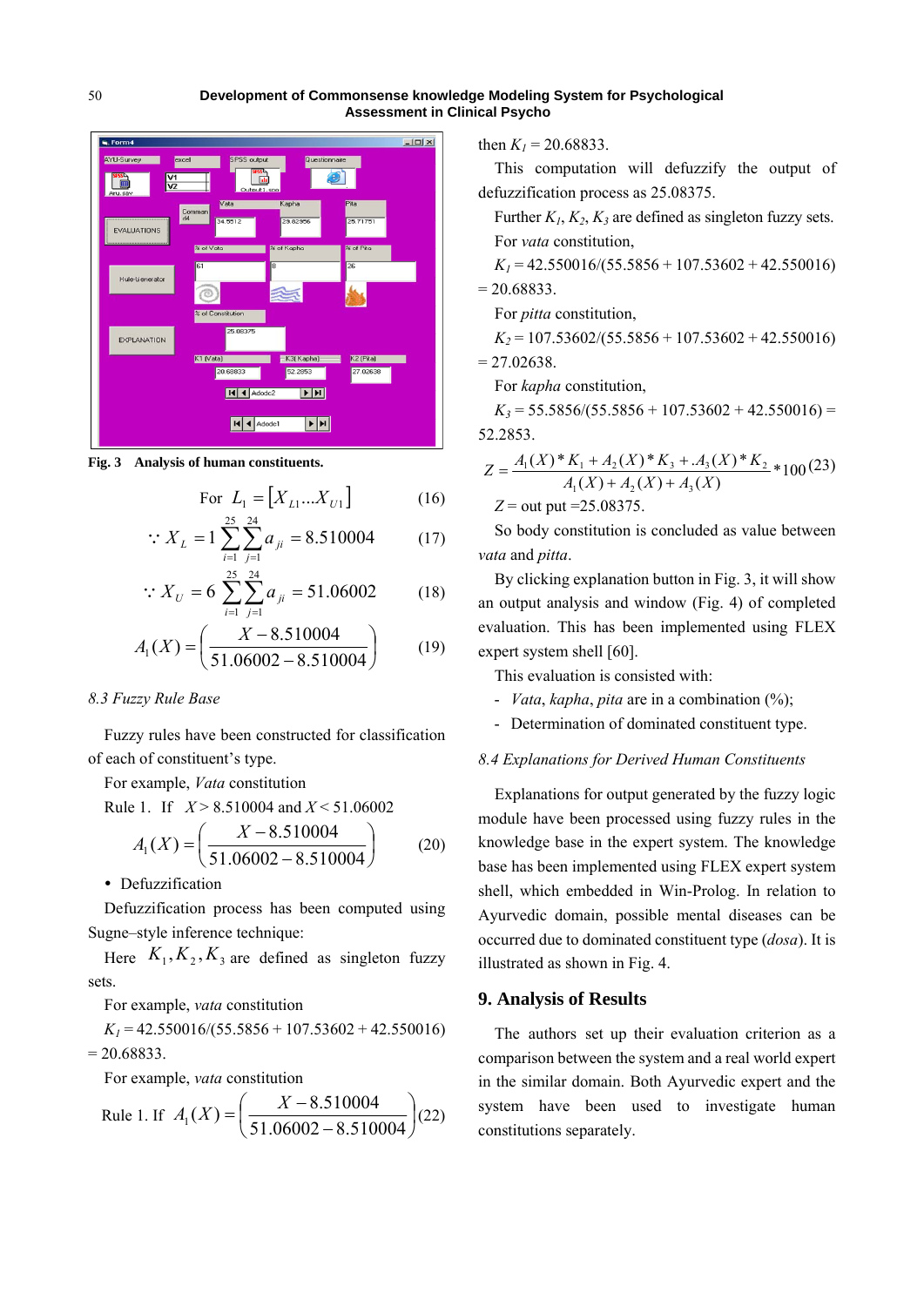Fig. 3 Analysis of human constituents.

$$\text{For } L_1 = \left[X_{L1} \ldots X_{U1}\right] \tag{16}$$

$$\because X_L = 1\sum_{i=1}^{25}\sum_{j=1}^{24} a_{ji} = 8.510004 \tag{17}$$

$$\because X_U = 6\sum_{i=1}^{25}\sum_{j=1}^{24} a_{ji} = 51.06002 \tag{18}$$

$$A_1(X) = \left(\frac{X - 8.510004}{51.06002 - 8.510004}\right) \tag{19}$$

*8.3 Fuzzy Rule Base*

Fuzzy rules have been constructed for classification of each of constituent's type.

For example, *Vata* constitution

Rule 1. If $X > 8.510004$ and $X < 51.06002$

$$A_1(X) = \left(\frac{X - 8.510004}{51.06002 - 8.510004}\right) \tag{20}$$

- Defuzzification

Defuzzification process has been computed using Sugne–style inference technique:

Here $K_1, K_2, K_3$ are defined as singleton fuzzy sets.

For example, *vata* constitution

$K_1$ = 42.550016/(55.5856 + 107.53602 + 42.550016) = 20.68833.

For example, *vata* constitution

$$\text{Rule 1. If } A_1(X) = \left(\frac{X - 8.510004}{51.06002 - 8.510004}\right) \tag{22}$$

then $K_1$ = 20.68833.

This computation will defuzzify the output of defuzzification process as 25.08375.

Further $K_1$, $K_2$, $K_3$ are defined as singleton fuzzy sets.

For *vata* constitution,

$K_1$ = 42.550016/(55.5856 + 107.53602 + 42.550016) = 20.68833.

For *pitta* constitution,

$K_2$ = 107.53602/(55.5856 + 107.53602 + 42.550016) = 27.02638.

For *kapha* constitution,

$K_3$ = 55.5856/(55.5856 + 107.53602 + 42.550016) = 52.2853.

$$Z = \frac{A_1(X) * K_1 + A_2(X) * K_3 + .A_3(X) * K_2}{A_1(X) + A_2(X) + A_3(X)} * 100 \tag{23}$$

$Z$ = out put =25.08375.

So body constitution is concluded as value between *vata* and *pitta*.

By clicking explanation button in Fig. 3, it will show an output analysis and window (Fig. 4) of completed evaluation. This has been implemented using FLEX expert system shell [60].

This evaluation is consisted with:

- *Vata*, *kapha*, *pita* are in a combination (%);
- Determination of dominated constituent type.

*8.4 Explanations for Derived Human Constituents*

Explanations for output generated by the fuzzy logic module have been processed using fuzzy rules in the knowledge base in the expert system. The knowledge base has been implemented using FLEX expert system shell, which embedded in Win-Prolog. In relation to Ayurvedic domain, possible mental diseases can be occurred due to dominated constituent type (*dosa*). It is illustrated as shown in Fig. 4.

## 9. Analysis of Results

The authors set up their evaluation criterion as a comparison between the system and a real world expert in the similar domain. Both Ayurvedic expert and the system have been used to investigate human constitutions separately.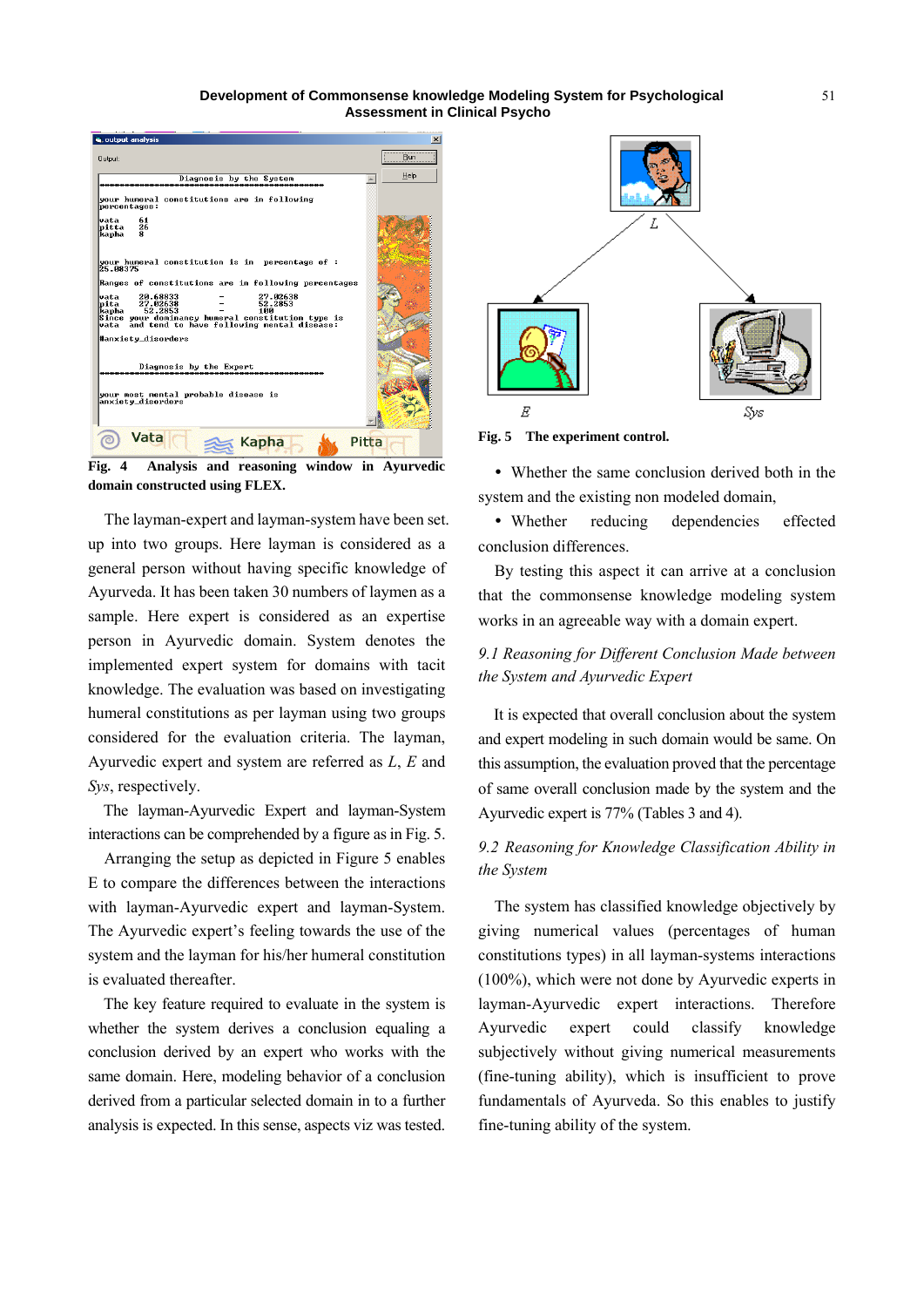Fig. 4 Analysis and reasoning window in Ayurvedic domain constructed using FLEX.

Fig. 5 The experiment control.

The layman-expert and layman-system have been set. up into two groups. Here layman is considered as a general person without having specific knowledge of Ayurveda. It has been taken 30 numbers of laymen as a sample. Here expert is considered as an expertise person in Ayurvedic domain. System denotes the implemented expert system for domains with tacit knowledge. The evaluation was based on investigating humeral constitutions as per layman using two groups considered for the evaluation criteria. The layman, Ayurvedic expert and system are referred as *L*, *E* and *Sys*, respectively.

The layman-Ayurvedic Expert and layman-System interactions can be comprehended by a figure as in Fig. 5.

Arranging the setup as depicted in Figure 5 enables E to compare the differences between the interactions with layman-Ayurvedic expert and layman-System. The Ayurvedic expert's feeling towards the use of the system and the layman for his/her humeral constitution is evaluated thereafter.

The key feature required to evaluate in the system is whether the system derives a conclusion equaling a conclusion derived by an expert who works with the same domain. Here, modeling behavior of a conclusion derived from a particular selected domain in to a further analysis is expected. In this sense, aspects viz was tested.

- Whether the same conclusion derived both in the system and the existing non modeled domain,
- Whether reducing dependencies effected conclusion differences.

By testing this aspect it can arrive at a conclusion that the commonsense knowledge modeling system works in an agreeable way with a domain expert.

### *9.1 Reasoning for Different Conclusion Made between the System and Ayurvedic Expert*

It is expected that overall conclusion about the system and expert modeling in such domain would be same. On this assumption, the evaluation proved that the percentage of same overall conclusion made by the system and the Ayurvedic expert is 77% (Tables 3 and 4).

### *9.2 Reasoning for Knowledge Classification Ability in the System*

The system has classified knowledge objectively by giving numerical values (percentages of human constitutions types) in all layman-systems interactions (100%), which were not done by Ayurvedic experts in layman-Ayurvedic expert interactions. Therefore Ayurvedic expert could classify knowledge subjectively without giving numerical measurements (fine-tuning ability), which is insufficient to prove fundamentals of Ayurveda. So this enables to justify fine-tuning ability of the system.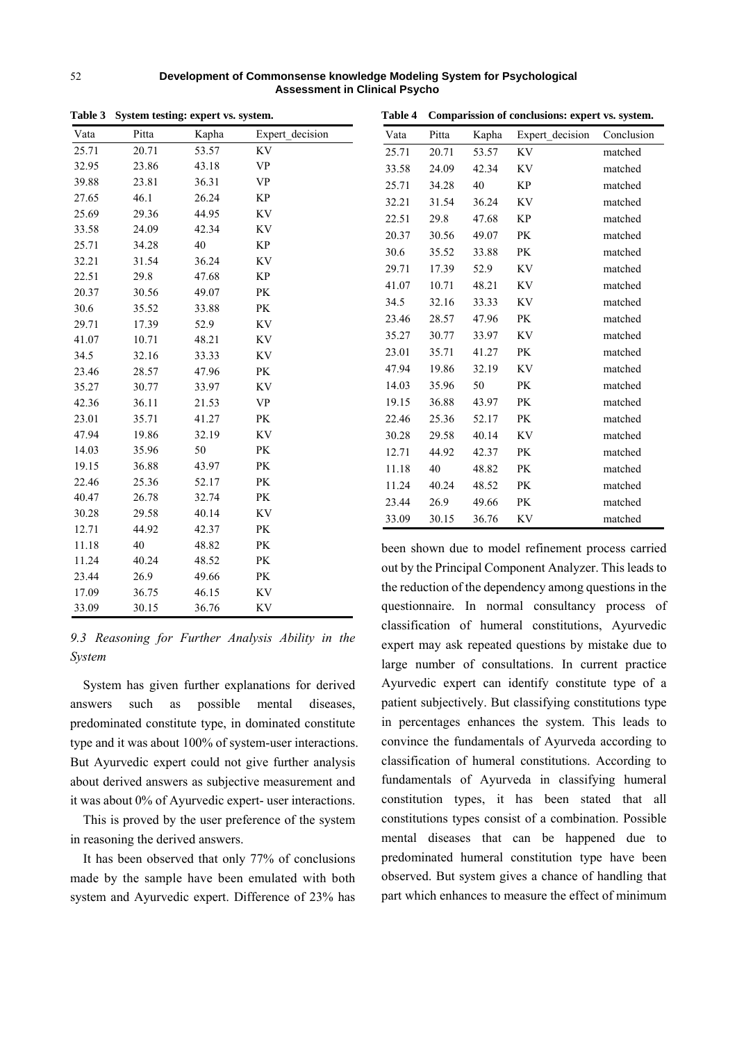**Table 3 System testing: expert vs. system.**

| Vata | Pitta | Kapha | Expert_decision |
|---|---|---|---|
| 25.71 | 20.71 | 53.57 | KV |
| 32.95 | 23.86 | 43.18 | VP |
| 39.88 | 23.81 | 36.31 | VP |
| 27.65 | 46.1 | 26.24 | KP |
| 25.69 | 29.36 | 44.95 | KV |
| 33.58 | 24.09 | 42.34 | KV |
| 25.71 | 34.28 | 40 | KP |
| 32.21 | 31.54 | 36.24 | KV |
| 22.51 | 29.8 | 47.68 | KP |
| 20.37 | 30.56 | 49.07 | PK |
| 30.6 | 35.52 | 33.88 | PK |
| 29.71 | 17.39 | 52.9 | KV |
| 41.07 | 10.71 | 48.21 | KV |
| 34.5 | 32.16 | 33.33 | KV |
| 23.46 | 28.57 | 47.96 | PK |
| 35.27 | 30.77 | 33.97 | KV |
| 42.36 | 36.11 | 21.53 | VP |
| 23.01 | 35.71 | 41.27 | PK |
| 47.94 | 19.86 | 32.19 | KV |
| 14.03 | 35.96 | 50 | PK |
| 19.15 | 36.88 | 43.97 | PK |
| 22.46 | 25.36 | 52.17 | PK |
| 40.47 | 26.78 | 32.74 | PK |
| 30.28 | 29.58 | 40.14 | KV |
| 12.71 | 44.92 | 42.37 | PK |
| 11.18 | 40 | 48.82 | PK |
| 11.24 | 40.24 | 48.52 | PK |
| 23.44 | 26.9 | 49.66 | PK |
| 17.09 | 36.75 | 46.15 | KV |
| 33.09 | 30.15 | 36.76 | KV |

### *9.3 Reasoning for Further Analysis Ability in the System*

System has given further explanations for derived answers such as possible mental diseases, predominated constitute type, in dominated constitute type and it was about 100% of system-user interactions. But Ayurvedic expert could not give further analysis about derived answers as subjective measurement and it was about 0% of Ayurvedic expert- user interactions.

This is proved by the user preference of the system in reasoning the derived answers.

It has been observed that only 77% of conclusions made by the sample have been emulated with both system and Ayurvedic expert. Difference of 23% has been shown due to model refinement process carried out by the Principal Component Analyzer. This leads to the reduction of the dependency among questions in the questionnaire. In normal consultancy process of classification of humeral constitutions, Ayurvedic expert may ask repeated questions by mistake due to large number of consultations. In current practice Ayurvedic expert can identify constitute type of a patient subjectively. But classifying constitutions type in percentages enhances the system. This leads to convince the fundamentals of Ayurveda according to classification of humeral constitutions. According to fundamentals of Ayurveda in classifying humeral constitution types, it has been stated that all constitutions types consist of a combination. Possible mental diseases that can be happened due to predominated humeral constitution type have been observed. But system gives a chance of handling that part which enhances to measure the effect of minimum

**Table 4 Comparission of conclusions: expert vs. system.**

| Vata | Pitta | Kapha | Expert_decision | Conclusion |
|---|---|---|---|---|
| 25.71 | 20.71 | 53.57 | KV | matched |
| 33.58 | 24.09 | 42.34 | KV | matched |
| 25.71 | 34.28 | 40 | KP | matched |
| 32.21 | 31.54 | 36.24 | KV | matched |
| 22.51 | 29.8 | 47.68 | KP | matched |
| 20.37 | 30.56 | 49.07 | PK | matched |
| 30.6 | 35.52 | 33.88 | PK | matched |
| 29.71 | 17.39 | 52.9 | KV | matched |
| 41.07 | 10.71 | 48.21 | KV | matched |
| 34.5 | 32.16 | 33.33 | KV | matched |
| 23.46 | 28.57 | 47.96 | PK | matched |
| 35.27 | 30.77 | 33.97 | KV | matched |
| 23.01 | 35.71 | 41.27 | PK | matched |
| 47.94 | 19.86 | 32.19 | KV | matched |
| 14.03 | 35.96 | 50 | PK | matched |
| 19.15 | 36.88 | 43.97 | PK | matched |
| 22.46 | 25.36 | 52.17 | PK | matched |
| 30.28 | 29.58 | 40.14 | KV | matched |
| 12.71 | 44.92 | 42.37 | PK | matched |
| 11.18 | 40 | 48.82 | PK | matched |
| 11.24 | 40.24 | 48.52 | PK | matched |
| 23.44 | 26.9 | 49.66 | PK | matched |
| 33.09 | 30.15 | 36.76 | KV | matched |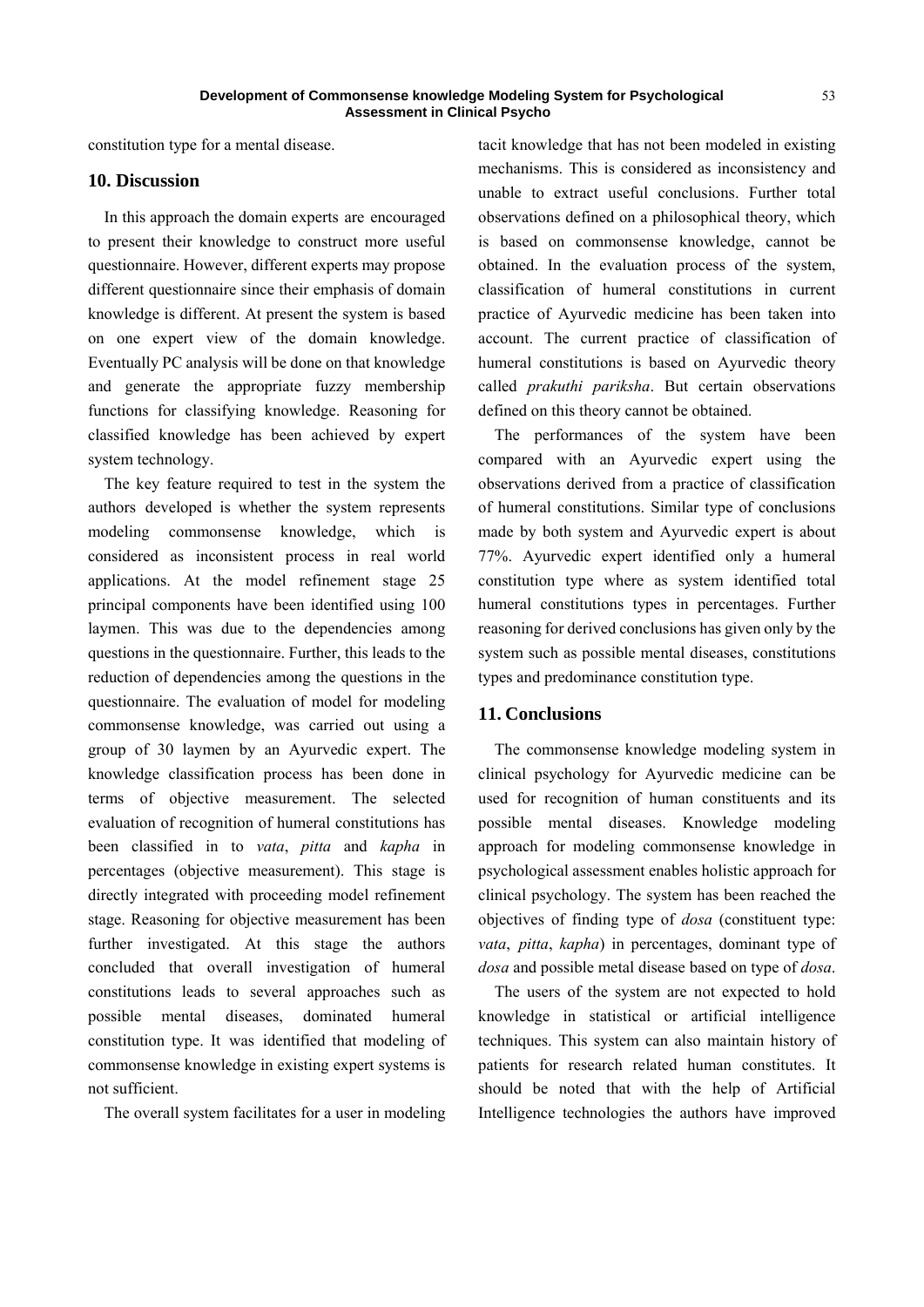constitution type for a mental disease.

## 10. Discussion

In this approach the domain experts are encouraged to present their knowledge to construct more useful questionnaire. However, different experts may propose different questionnaire since their emphasis of domain knowledge is different. At present the system is based on one expert view of the domain knowledge. Eventually PC analysis will be done on that knowledge and generate the appropriate fuzzy membership functions for classifying knowledge. Reasoning for classified knowledge has been achieved by expert system technology.

The key feature required to test in the system the authors developed is whether the system represents modeling commonsense knowledge, which is considered as inconsistent process in real world applications. At the model refinement stage 25 principal components have been identified using 100 laymen. This was due to the dependencies among questions in the questionnaire. Further, this leads to the reduction of dependencies among the questions in the questionnaire. The evaluation of model for modeling commonsense knowledge, was carried out using a group of 30 laymen by an Ayurvedic expert. The knowledge classification process has been done in terms of objective measurement. The selected evaluation of recognition of humeral constitutions has been classified in to *vata*, *pitta* and *kapha* in percentages (objective measurement). This stage is directly integrated with proceeding model refinement stage. Reasoning for objective measurement has been further investigated. At this stage the authors concluded that overall investigation of humeral constitutions leads to several approaches such as possible mental diseases, dominated humeral constitution type. It was identified that modeling of commonsense knowledge in existing expert systems is not sufficient.

The overall system facilitates for a user in modeling tacit knowledge that has not been modeled in existing mechanisms. This is considered as inconsistency and unable to extract useful conclusions. Further total observations defined on a philosophical theory, which is based on commonsense knowledge, cannot be obtained. In the evaluation process of the system, classification of humeral constitutions in current practice of Ayurvedic medicine has been taken into account. The current practice of classification of humeral constitutions is based on Ayurvedic theory called *prakuthi pariksha*. But certain observations defined on this theory cannot be obtained.

The performances of the system have been compared with an Ayurvedic expert using the observations derived from a practice of classification of humeral constitutions. Similar type of conclusions made by both system and Ayurvedic expert is about 77%. Ayurvedic expert identified only a humeral constitution type where as system identified total humeral constitutions types in percentages. Further reasoning for derived conclusions has given only by the system such as possible mental diseases, constitutions types and predominance constitution type.

## 11. Conclusions

The commonsense knowledge modeling system in clinical psychology for Ayurvedic medicine can be used for recognition of human constituents and its possible mental diseases. Knowledge modeling approach for modeling commonsense knowledge in psychological assessment enables holistic approach for clinical psychology. The system has been reached the objectives of finding type of *dosa* (constituent type: *vata*, *pitta*, *kapha*) in percentages, dominant type of *dosa* and possible metal disease based on type of *dosa*.

The users of the system are not expected to hold knowledge in statistical or artificial intelligence techniques. This system can also maintain history of patients for research related human constitutes. It should be noted that with the help of Artificial Intelligence technologies the authors have improved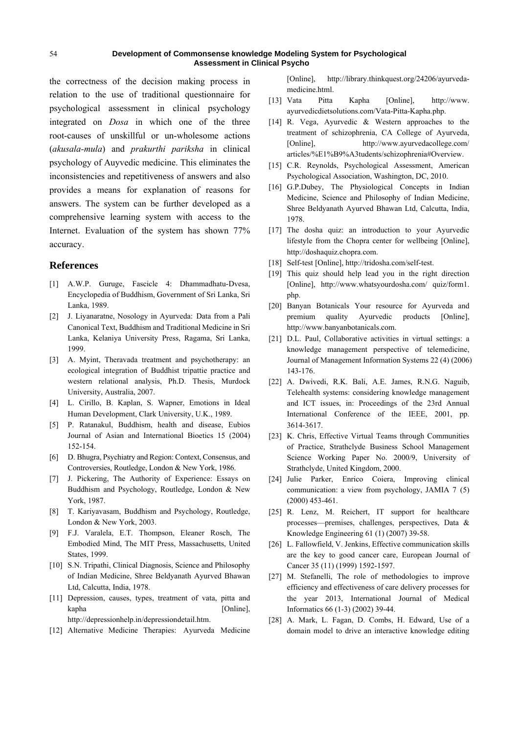the correctness of the decision making process in relation to the use of traditional questionnaire for psychological assessment in clinical psychology integrated on *Dosa* in which one of the three root-causes of unskillful or un-wholesome actions (*akusala-mula*) and *prakurthi pariksha* in clinical psychology of Auyvedic medicine. This eliminates the inconsistencies and repetitiveness of answers and also provides a means for explanation of reasons for answers. The system can be further developed as a comprehensive learning system with access to the Internet. Evaluation of the system has shown 77% accuracy.

## References

[1] A.W.P. Guruge, Fascicle 4: Dhammadhatu-Dvesa, Encyclopedia of Buddhism, Government of Sri Lanka, Sri Lanka, 1989.

[2] J. Liyanaratne, Nosology in Ayurveda: Data from a Pali Canonical Text, Buddhism and Traditional Medicine in Sri Lanka, Kelaniya University Press, Ragama, Sri Lanka, 1999.

[3] A. Myint, Theravada treatment and psychotherapy: an ecological integration of Buddhist tripattie practice and western relational analysis, Ph.D. Thesis, Murdock University, Australia, 2007.

[4] L. Cirillo, B. Kaplan, S. Wapner, Emotions in Ideal Human Development, Clark University, U.K., 1989.

[5] P. Ratanakul, Buddhism, health and disease, Eubios Journal of Asian and International Bioetics 15 (2004) 152-154.

[6] D. Bhugra, Psychiatry and Region: Context, Consensus, and Controversies, Routledge, London & New York, 1986.

[7] J. Pickering, The Authority of Experience: Essays on Buddhism and Psychology, Routledge, London & New York, 1987.

[8] T. Kariyavasam, Buddhism and Psychology, Routledge, London & New York, 2003.

[9] F.J. Varalela, E.T. Thompson, Eleaner Rosch, The Embodied Mind, The MIT Press, Massachusetts, United States, 1999.

[10] S.N. Tripathi, Clinical Diagnosis, Science and Philosophy of Indian Medicine, Shree Beldyanath Ayurved Bhawan Ltd, Calcutta, India, 1978.

[11] Depression, causes, types, treatment of vata, pitta and kapha [Online], http://depressionhelp.in/depressiondetail.htm.

[12] Alternative Medicine Therapies: Ayurveda Medicine [Online], http://library.thinkquest.org/24206/ayurveda-medicine.html.

[13] Vata Pitta Kapha [Online], http://www.ayurvedicdietsolutions.com/Vata-Pitta-Kapha.php.

[14] R. Vega, Ayurvedic & Western approaches to the treatment of schizophrenia, CA College of Ayurveda, [Online], http://www.ayurvedacollege.com/articles/%E1%B9%A3tudents/schizophrenia#Overview.

[15] C.R. Reynolds, Psychological Assessment, American Psychological Association, Washington, DC, 2010.

[16] G.P.Dubey, The Physiological Concepts in Indian Medicine, Science and Philosophy of Indian Medicine, Shree Beldyanath Ayurved Bhawan Ltd, Calcutta, India, 1978.

[17] The dosha quiz: an introduction to your Ayurvedic lifestyle from the Chopra center for wellbeing [Online], http://doshaquiz.chopra.com.

[18] Self-test [Online], http://tridosha.com/self-test.

[19] This quiz should help lead you in the right direction [Online], http://www.whatsyourdosha.com/ quiz/form1.php.

[20] Banyan Botanicals Your resource for Ayurveda and premium quality Ayurvedic products [Online], http://www.banyanbotanicals.com.

[21] D.L. Paul, Collaborative activities in virtual settings: a knowledge management perspective of telemedicine, Journal of Management Information Systems 22 (4) (2006) 143-176.

[22] A. Dwivedi, R.K. Bali, A.E. James, R.N.G. Naguib, Telehealth systems: considering knowledge management and ICT issues, in: Proceedings of the 23rd Annual International Conference of the IEEE, 2001, pp. 3614-3617.

[23] K. Chris, Effective Virtual Teams through Communities of Practice, Strathclyde Business School Management Science Working Paper No. 2000/9, University of Strathclyde, United Kingdom, 2000.

[24] Julie Parker, Enrico Coiera, Improving clinical communication: a view from psychology, JAMIA 7 (5) (2000) 453-461.

[25] R. Lenz, M. Reichert, IT support for healthcare processes—premises, challenges, perspectives, Data & Knowledge Engineering 61 (1) (2007) 39-58.

[26] L. Fallowfield, V. Jenkins, Effective communication skills are the key to good cancer care, European Journal of Cancer 35 (11) (1999) 1592-1597.

[27] M. Stefanelli, The role of methodologies to improve efficiency and effectiveness of care delivery processes for the year 2013, International Journal of Medical Informatics 66 (1-3) (2002) 39-44.

[28] A. Mark, L. Fagan, D. Combs, H. Edward, Use of a domain model to drive an interactive knowledge editing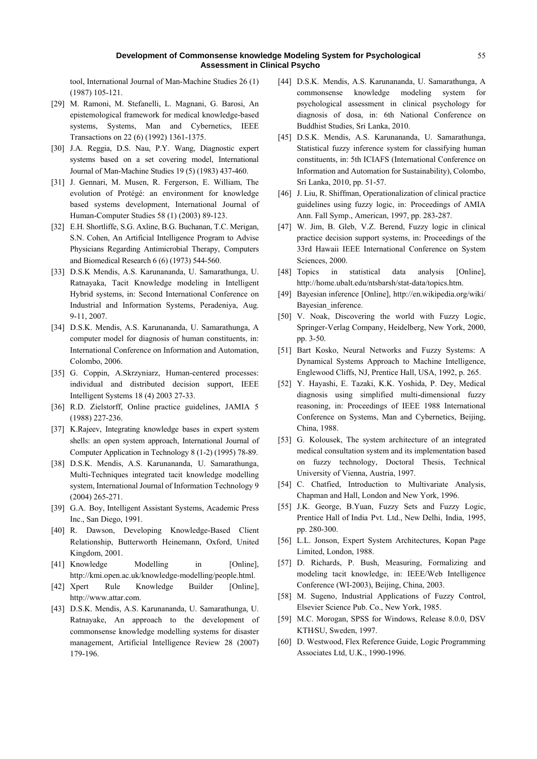tool, International Journal of Man-Machine Studies 26 (1) (1987) 105-121.

[29] M. Ramoni, M. Stefanelli, L. Magnani, G. Barosi, An epistemological framework for medical knowledge-based systems, Systems, Man and Cybernetics, IEEE Transactions on 22 (6) (1992) 1361-1375.

[30] J.A. Reggia, D.S. Nau, P.Y. Wang, Diagnostic expert systems based on a set covering model, International Journal of Man-Machine Studies 19 (5) (1983) 437-460.

[31] J. Gennari, M. Musen, R. Fergerson, E. William, The evolution of Protégé: an environment for knowledge based systems development, International Journal of Human-Computer Studies 58 (1) (2003) 89-123.

[32] E.H. Shortliffe, S.G. Axline, B.G. Buchanan, T.C. Merigan, S.N. Cohen, An Artificial Intelligence Program to Advise Physicians Regarding Antimicrobial Therapy, Computers and Biomedical Research 6 (6) (1973) 544-560.

[33] D.S.K Mendis, A.S. Karunananda, U. Samarathunga, U. Ratnayaka, Tacit Knowledge modeling in Intelligent Hybrid systems, in: Second International Conference on Industrial and Information Systems, Peradeniya, Aug. 9-11, 2007.

[34] D.S.K. Mendis, A.S. Karunananda, U. Samarathunga, A computer model for diagnosis of human constituents, in: International Conference on Information and Automation, Colombo, 2006.

[35] G. Coppin, A.Skrzyniarz, Human-centered processes: individual and distributed decision support, IEEE Intelligent Systems 18 (4) 2003 27-33.

[36] R.D. Zielstorff, Online practice guidelines, JAMIA 5 (1988) 227-236.

[37] K.Rajeev, Integrating knowledge bases in expert system shells: an open system approach, International Journal of Computer Application in Technology 8 (1-2) (1995) 78-89.

[38] D.S.K. Mendis, A.S. Karunananda, U. Samarathunga, Multi-Techniques integrated tacit knowledge modelling system, International Journal of Information Technology 9 (2004) 265-271.

[39] G.A. Boy, Intelligent Assistant Systems, Academic Press Inc., San Diego, 1991.

[40] R. Dawson, Developing Knowledge-Based Client Relationship, Butterworth Heinemann, Oxford, United Kingdom, 2001.

[41] Knowledge Modelling in [Online], http://kmi.open.ac.uk/knowledge-modelling/people.html.

[42] Xpert Rule Knowledge Builder [Online], http://www.attar.com.

[43] D.S.K. Mendis, A.S. Karunananda, U. Samarathunga, U. Ratnayake, An approach to the development of commonsense knowledge modelling systems for disaster management, Artificial Intelligence Review 28 (2007) 179-196.

[44] D.S.K. Mendis, A.S. Karunananda, U. Samarathunga, A commonsense knowledge modeling system for psychological assessment in clinical psychology for diagnosis of dosa, in: 6th National Conference on Buddhist Studies, Sri Lanka, 2010.

[45] D.S.K. Mendis, A.S. Karunananda, U. Samarathunga, Statistical fuzzy inference system for classifying human constituents, in: 5th ICIAFS (International Conference on Information and Automation for Sustainability), Colombo, Sri Lanka, 2010, pp. 51-57.

[46] J. Liu, R. Shiffman, Operationalization of clinical practice guidelines using fuzzy logic, in: Proceedings of AMIA Ann. Fall Symp., American, 1997, pp. 283-287.

[47] W. Jim, B. Gleb, V.Z. Berend, Fuzzy logic in clinical practice decision support systems, in: Proceedings of the 33rd Hawaii IEEE International Conference on System Sciences, 2000.

[48] Topics in statistical data analysis [Online], http://home.ubalt.edu/ntsbarsh/stat-data/topics.htm.

[49] Bayesian inference [Online], http://en.wikipedia.org/wiki/Bayesian_inference.

[50] V. Noak, Discovering the world with Fuzzy Logic, Springer-Verlag Company, Heidelberg, New York, 2000, pp. 3-50.

[51] Bart Kosko, Neural Networks and Fuzzy Systems: A Dynamical Systems Approach to Machine Intelligence, Englewood Cliffs, NJ, Prentice Hall, USA, 1992, p. 265.

[52] Y. Hayashi, E. Tazaki, K.K. Yoshida, P. Dey, Medical diagnosis using simplified multi-dimensional fuzzy reasoning, in: Proceedings of IEEE 1988 International Conference on Systems, Man and Cybernetics, Beijing, China, 1988.

[53] G. Kolousek, The system architecture of an integrated medical consultation system and its implementation based on fuzzy technology, Doctoral Thesis, Technical University of Vienna, Austria, 1997.

[54] C. Chatfied, Introduction to Multivariate Analysis, Chapman and Hall, London and New York, 1996.

[55] J.K. George, B.Yuan, Fuzzy Sets and Fuzzy Logic, Prentice Hall of India Pvt. Ltd., New Delhi, India, 1995, pp. 280-300.

[56] L.L. Jonson, Expert System Architectures, Kopan Page Limited, London, 1988.

[57] D. Richards, P. Bush, Measuring, Formalizing and modeling tacit knowledge, in: IEEE/Web Intelligence Conference (WI-2003), Beijing, China, 2003.

[58] M. Sugeno, Industrial Applications of Fuzzy Control, Elsevier Science Pub. Co., New York, 1985.

[59] M.C. Morogan, SPSS for Windows, Release 8.0.0, DSV KTH/SU, Sweden, 1997.

[60] D. Westwood, Flex Reference Guide, Logic Programming Associates Ltd, U.K., 1990-1996.